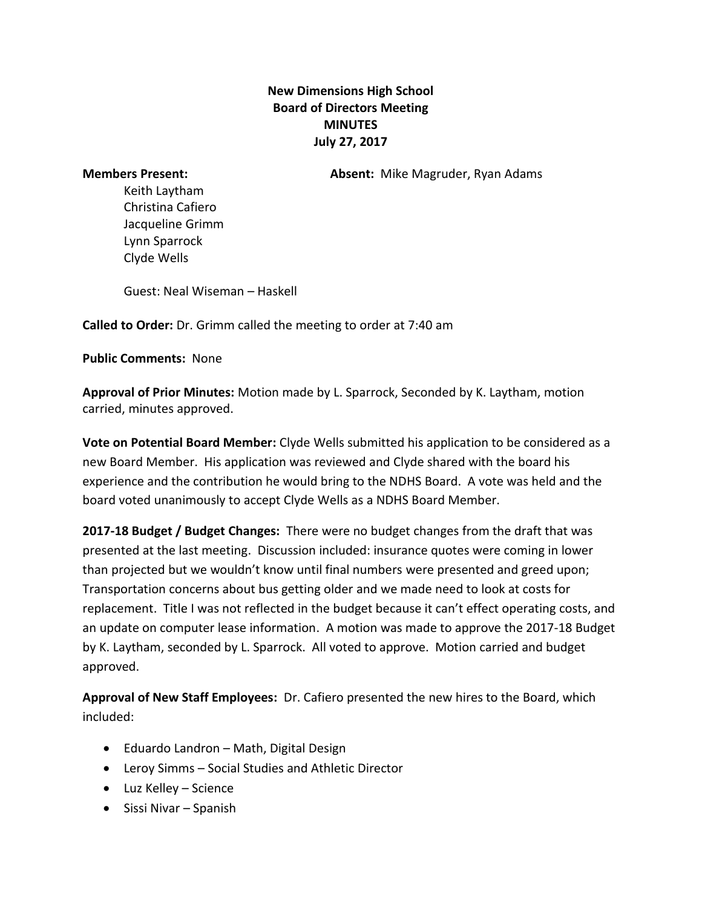**New Dimensions High School**
**Board of Directors Meeting**
**MINUTES**
**July 27, 2017**

**Members Present:**

Keith Laytham
Christina Cafiero
Jacqueline Grimm
Lynn Sparrock
Clyde Wells

**Absent:** Mike Magruder, Ryan Adams

Guest: Neal Wiseman – Haskell

**Called to Order:** Dr. Grimm called the meeting to order at 7:40 am

**Public Comments:** None

**Approval of Prior Minutes:** Motion made by L. Sparrock, Seconded by K. Laytham, motion carried, minutes approved.

**Vote on Potential Board Member:** Clyde Wells submitted his application to be considered as a new Board Member. His application was reviewed and Clyde shared with the board his experience and the contribution he would bring to the NDHS Board. A vote was held and the board voted unanimously to accept Clyde Wells as a NDHS Board Member.

**2017-18 Budget / Budget Changes:** There were no budget changes from the draft that was presented at the last meeting. Discussion included: insurance quotes were coming in lower than projected but we wouldn't know until final numbers were presented and greed upon; Transportation concerns about bus getting older and we made need to look at costs for replacement. Title I was not reflected in the budget because it can't effect operating costs, and an update on computer lease information. A motion was made to approve the 2017-18 Budget by K. Laytham, seconded by L. Sparrock. All voted to approve. Motion carried and budget approved.

**Approval of New Staff Employees:** Dr. Cafiero presented the new hires to the Board, which included:

- Eduardo Landron – Math, Digital Design
- Leroy Simms – Social Studies and Athletic Director
- Luz Kelley – Science
- Sissi Nivar – Spanish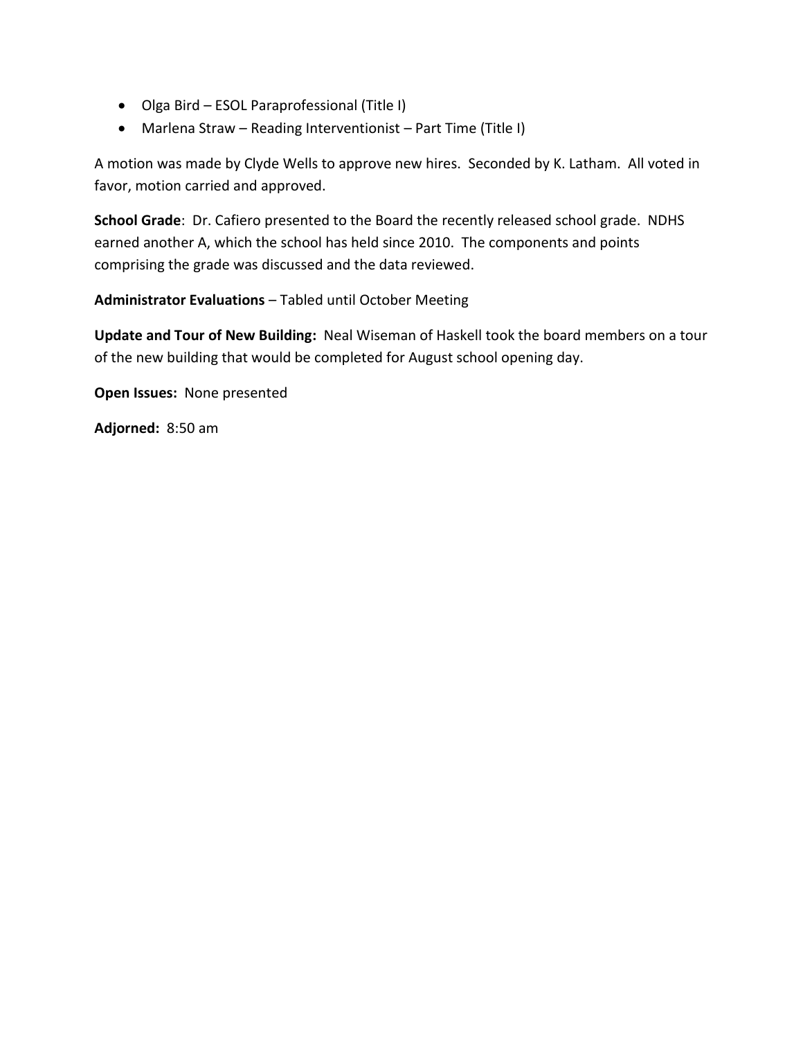- Olga Bird – ESOL Paraprofessional (Title I)
- Marlena Straw – Reading Interventionist – Part Time (Title I)

A motion was made by Clyde Wells to approve new hires. Seconded by K. Latham. All voted in favor, motion carried and approved.

**School Grade**: Dr. Cafiero presented to the Board the recently released school grade. NDHS earned another A, which the school has held since 2010. The components and points comprising the grade was discussed and the data reviewed.

**Administrator Evaluations** – Tabled until October Meeting

**Update and Tour of New Building:** Neal Wiseman of Haskell took the board members on a tour of the new building that would be completed for August school opening day.

**Open Issues:** None presented

**Adjorned:** 8:50 am